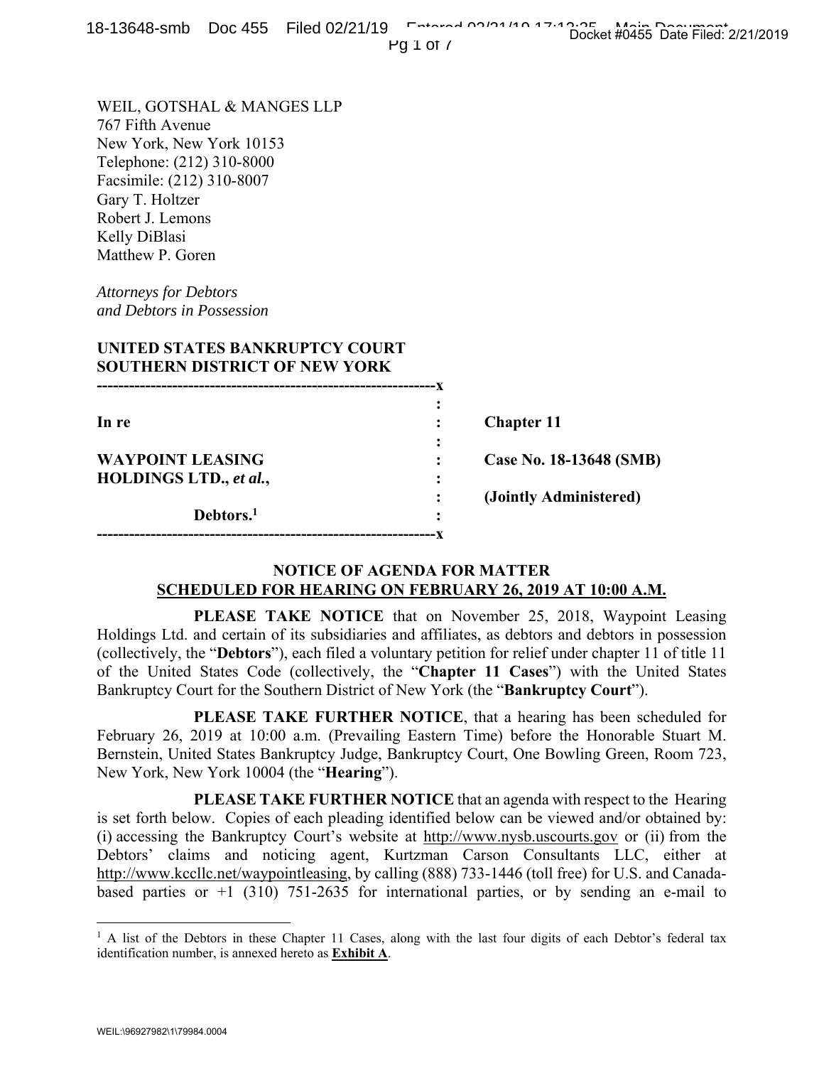WEIL, GOTSHAL & MANGES LLP
767 Fifth Avenue
New York, New York 10153
Telephone: (212) 310-8000
Facsimile: (212) 310-8007
Gary T. Holtzer
Robert J. Lemons
Kelly DiBlasi
Matthew P. Goren

*Attorneys for Debtors*
*and Debtors in Possession*

**UNITED STATES BANKRUPTCY COURT**
**SOUTHERN DISTRICT OF NEW YORK**

| | | |
|---|---|---|
| **In re** | : | **Chapter 11** |
| **WAYPOINT LEASING HOLDINGS LTD.,** ***et al.*****,** | : | **Case No. 18-13648 (SMB)** |
| | : | **(Jointly Administered)** |
| **Debtors.**[1] | : | |

**NOTICE OF AGENDA FOR MATTER**
**SCHEDULED FOR HEARING ON FEBRUARY 26, 2019 AT 10:00 A.M.**

**PLEASE TAKE NOTICE** that on November 25, 2018, Waypoint Leasing Holdings Ltd. and certain of its subsidiaries and affiliates, as debtors and debtors in possession (collectively, the "**Debtors**"), each filed a voluntary petition for relief under chapter 11 of title 11 of the United States Code (collectively, the "**Chapter 11 Cases**") with the United States Bankruptcy Court for the Southern District of New York (the "**Bankruptcy Court**").

**PLEASE TAKE FURTHER NOTICE**, that a hearing has been scheduled for February 26, 2019 at 10:00 a.m. (Prevailing Eastern Time) before the Honorable Stuart M. Bernstein, United States Bankruptcy Judge, Bankruptcy Court, One Bowling Green, Room 723, New York, New York 10004 (the "**Hearing**").

**PLEASE TAKE FURTHER NOTICE** that an agenda with respect to the Hearing is set forth below. Copies of each pleading identified below can be viewed and/or obtained by: (i) accessing the Bankruptcy Court's website at http://www.nysb.uscourts.gov or (ii) from the Debtors' claims and noticing agent, Kurtzman Carson Consultants LLC, either at http://www.kccllc.net/waypointleasing, by calling (888) 733-1446 (toll free) for U.S. and Canada-based parties or +1 (310) 751-2635 for international parties, or by sending an e-mail to

[1] A list of the Debtors in these Chapter 11 Cases, along with the last four digits of each Debtor's federal tax identification number, is annexed hereto as **Exhibit A**.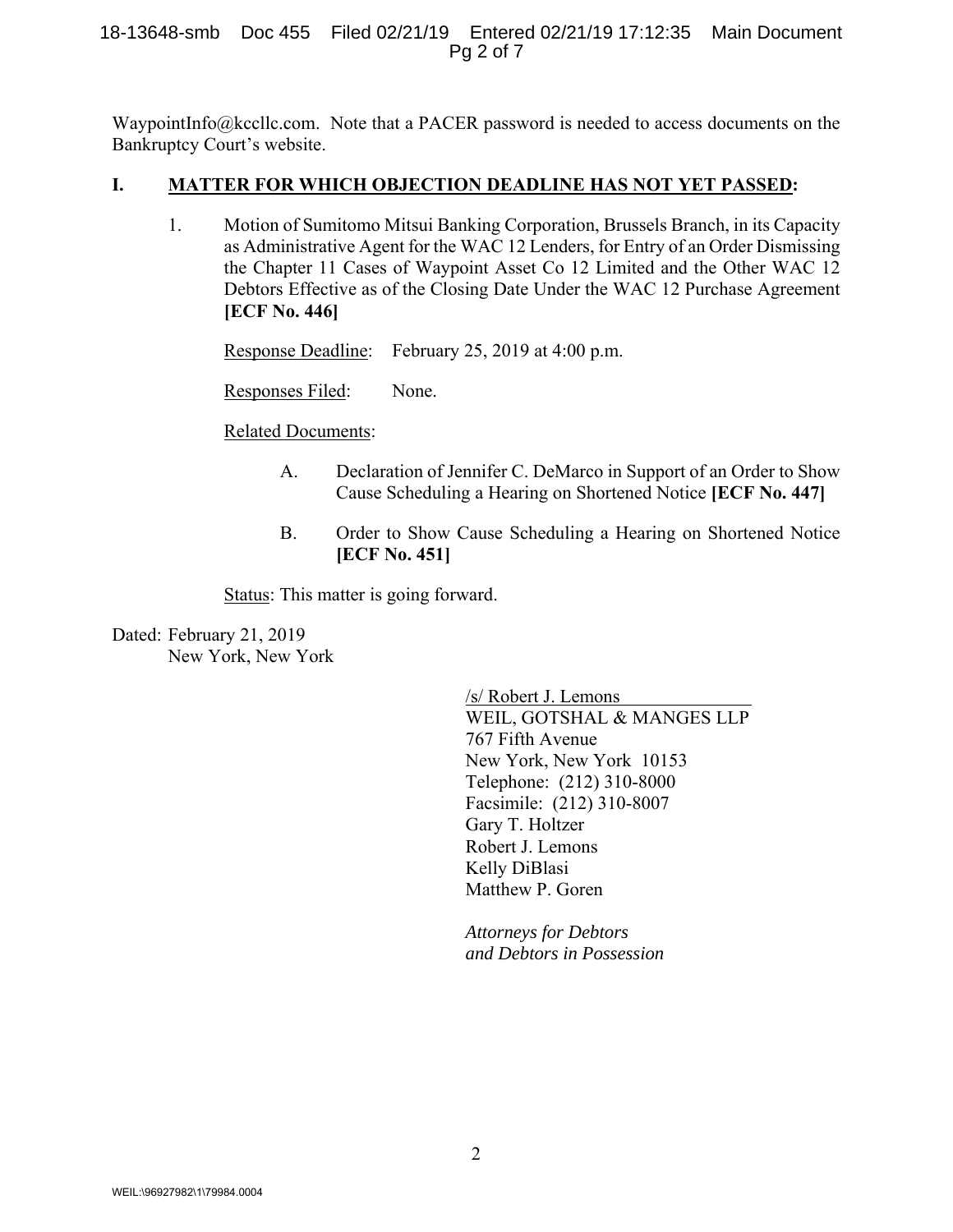WaypointInfo@kccllc.com. Note that a PACER password is needed to access documents on the Bankruptcy Court's website.

## I. MATTER FOR WHICH OBJECTION DEADLINE HAS NOT YET PASSED:

1. Motion of Sumitomo Mitsui Banking Corporation, Brussels Branch, in its Capacity as Administrative Agent for the WAC 12 Lenders, for Entry of an Order Dismissing the Chapter 11 Cases of Waypoint Asset Co 12 Limited and the Other WAC 12 Debtors Effective as of the Closing Date Under the WAC 12 Purchase Agreement **[ECF No. 446]**

   Response Deadline: February 25, 2019 at 4:00 p.m.

   Responses Filed: None.

   Related Documents:

   A. Declaration of Jennifer C. DeMarco in Support of an Order to Show Cause Scheduling a Hearing on Shortened Notice **[ECF No. 447]**

   B. Order to Show Cause Scheduling a Hearing on Shortened Notice **[ECF No. 451]**

   Status: This matter is going forward.

Dated: February 21, 2019
New York, New York

/s/ Robert J. Lemons
WEIL, GOTSHAL & MANGES LLP
767 Fifth Avenue
New York, New York 10153
Telephone: (212) 310-8000
Facsimile: (212) 310-8007
Gary T. Holtzer
Robert J. Lemons
Kelly DiBlasi
Matthew P. Goren

*Attorneys for Debtors and Debtors in Possession*

WEIL:\96927982\1\79984.0004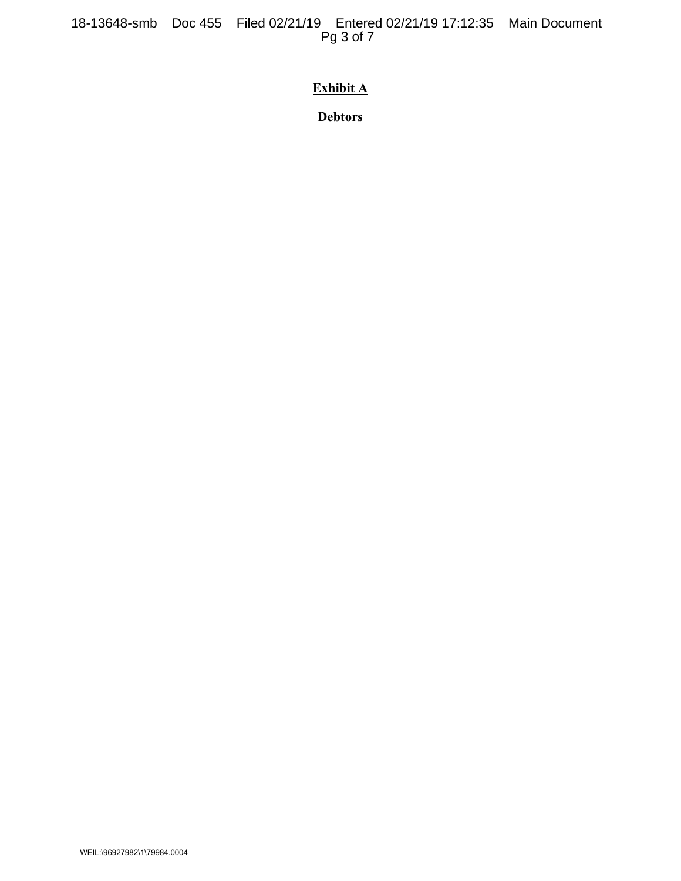**Exhibit A**

**Debtors**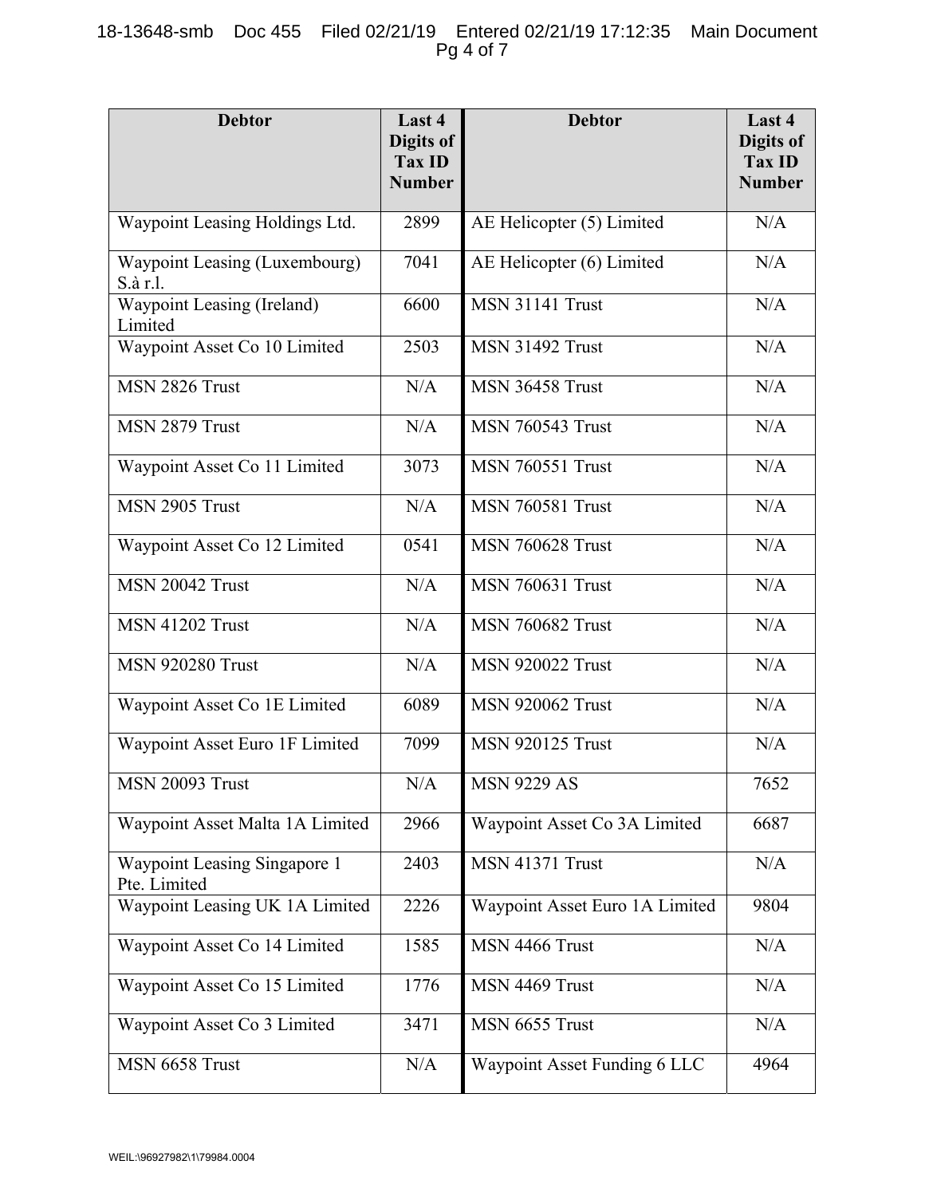| Debtor | Last 4 Digits of Tax ID Number | Debtor | Last 4 Digits of Tax ID Number |
| --- | --- | --- | --- |
| Waypoint Leasing Holdings Ltd. | 2899 | AE Helicopter (5) Limited | N/A |
| Waypoint Leasing (Luxembourg) S.à r.l. | 7041 | AE Helicopter (6) Limited | N/A |
| Waypoint Leasing (Ireland) Limited | 6600 | MSN 31141 Trust | N/A |
| Waypoint Asset Co 10 Limited | 2503 | MSN 31492 Trust | N/A |
| MSN 2826 Trust | N/A | MSN 36458 Trust | N/A |
| MSN 2879 Trust | N/A | MSN 760543 Trust | N/A |
| Waypoint Asset Co 11 Limited | 3073 | MSN 760551 Trust | N/A |
| MSN 2905 Trust | N/A | MSN 760581 Trust | N/A |
| Waypoint Asset Co 12 Limited | 0541 | MSN 760628 Trust | N/A |
| MSN 20042 Trust | N/A | MSN 760631 Trust | N/A |
| MSN 41202 Trust | N/A | MSN 760682 Trust | N/A |
| MSN 920280 Trust | N/A | MSN 920022 Trust | N/A |
| Waypoint Asset Co 1E Limited | 6089 | MSN 920062 Trust | N/A |
| Waypoint Asset Euro 1F Limited | 7099 | MSN 920125 Trust | N/A |
| MSN 20093 Trust | N/A | MSN 9229 AS | 7652 |
| Waypoint Asset Malta 1A Limited | 2966 | Waypoint Asset Co 3A Limited | 6687 |
| Waypoint Leasing Singapore 1 Pte. Limited | 2403 | MSN 41371 Trust | N/A |
| Waypoint Leasing UK 1A Limited | 2226 | Waypoint Asset Euro 1A Limited | 9804 |
| Waypoint Asset Co 14 Limited | 1585 | MSN 4466 Trust | N/A |
| Waypoint Asset Co 15 Limited | 1776 | MSN 4469 Trust | N/A |
| Waypoint Asset Co 3 Limited | 3471 | MSN 6655 Trust | N/A |
| MSN 6658 Trust | N/A | Waypoint Asset Funding 6 LLC | 4964 |

WEIL:\96927982\1\79984.0004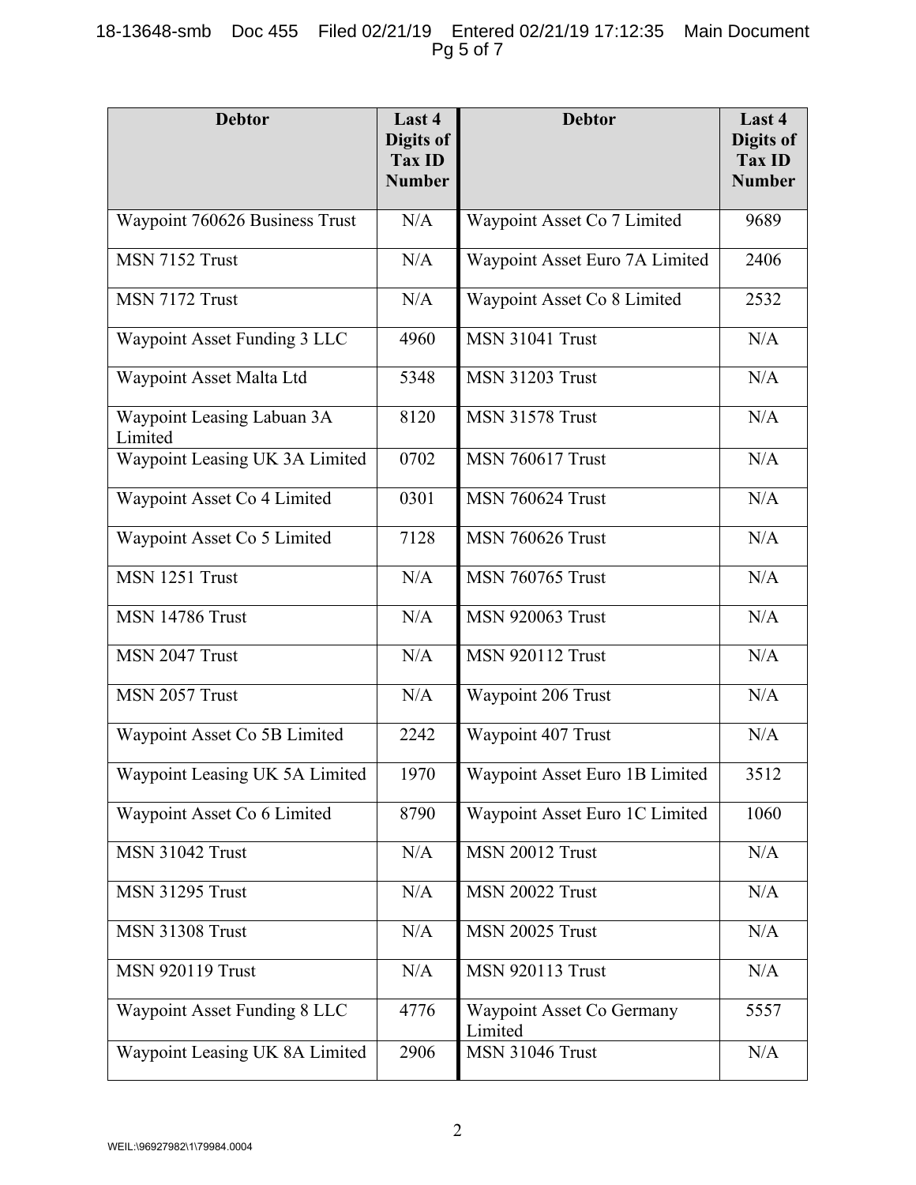| Debtor | Last 4 Digits of Tax ID Number | Debtor | Last 4 Digits of Tax ID Number |
|---|---|---|---|
| Waypoint 760626 Business Trust | N/A | Waypoint Asset Co 7 Limited | 9689 |
| MSN 7152 Trust | N/A | Waypoint Asset Euro 7A Limited | 2406 |
| MSN 7172 Trust | N/A | Waypoint Asset Co 8 Limited | 2532 |
| Waypoint Asset Funding 3 LLC | 4960 | MSN 31041 Trust | N/A |
| Waypoint Asset Malta Ltd | 5348 | MSN 31203 Trust | N/A |
| Waypoint Leasing Labuan 3A Limited | 8120 | MSN 31578 Trust | N/A |
| Waypoint Leasing UK 3A Limited | 0702 | MSN 760617 Trust | N/A |
| Waypoint Asset Co 4 Limited | 0301 | MSN 760624 Trust | N/A |
| Waypoint Asset Co 5 Limited | 7128 | MSN 760626 Trust | N/A |
| MSN 1251 Trust | N/A | MSN 760765 Trust | N/A |
| MSN 14786 Trust | N/A | MSN 920063 Trust | N/A |
| MSN 2047 Trust | N/A | MSN 920112 Trust | N/A |
| MSN 2057 Trust | N/A | Waypoint 206 Trust | N/A |
| Waypoint Asset Co 5B Limited | 2242 | Waypoint 407 Trust | N/A |
| Waypoint Leasing UK 5A Limited | 1970 | Waypoint Asset Euro 1B Limited | 3512 |
| Waypoint Asset Co 6 Limited | 8790 | Waypoint Asset Euro 1C Limited | 1060 |
| MSN 31042 Trust | N/A | MSN 20012 Trust | N/A |
| MSN 31295 Trust | N/A | MSN 20022 Trust | N/A |
| MSN 31308 Trust | N/A | MSN 20025 Trust | N/A |
| MSN 920119 Trust | N/A | MSN 920113 Trust | N/A |
| Waypoint Asset Funding 8 LLC | 4776 | Waypoint Asset Co Germany Limited | 5557 |
| Waypoint Leasing UK 8A Limited | 2906 | MSN 31046 Trust | N/A |

WEIL:\96927982\1\79984.0004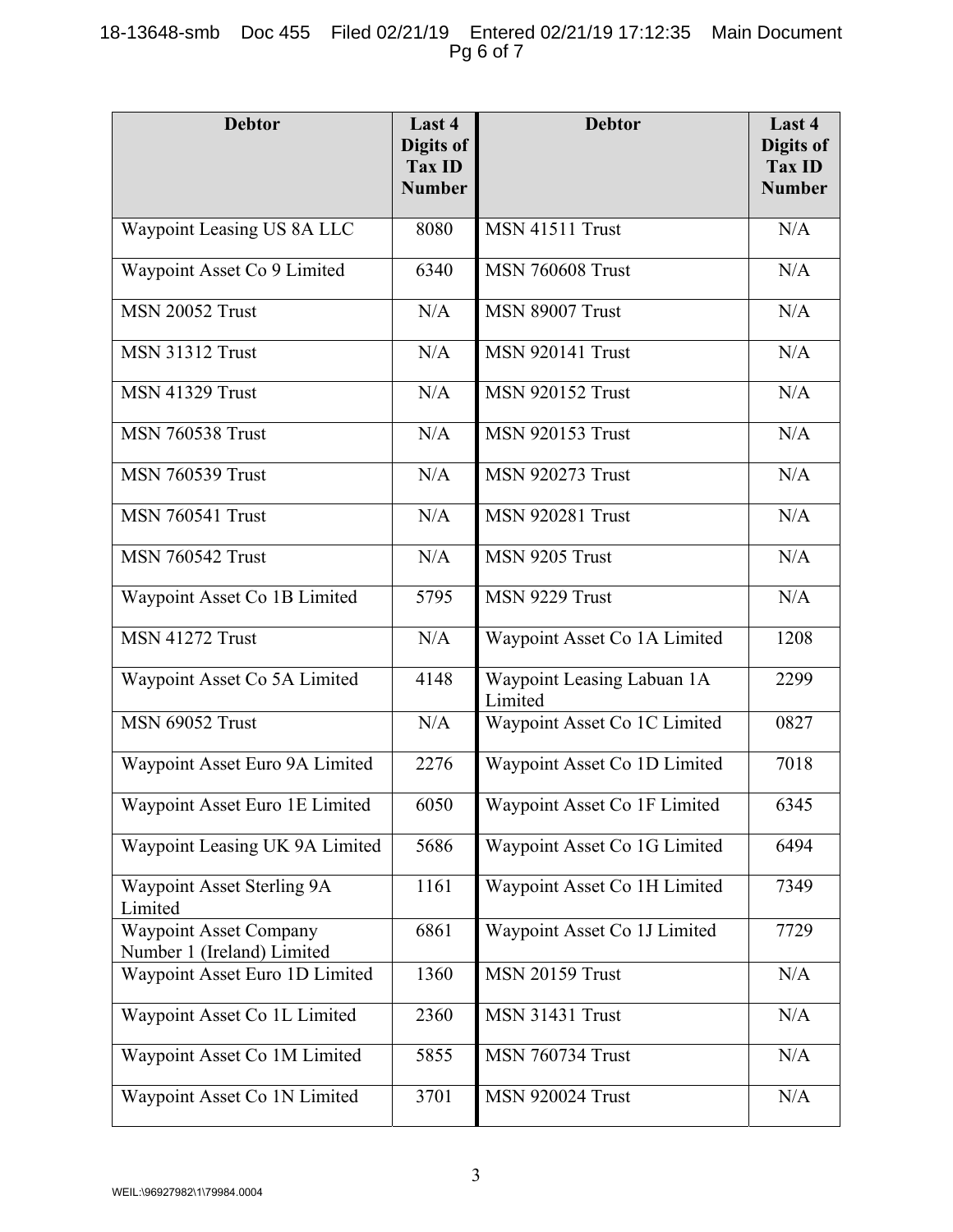| Debtor | Last 4 Digits of Tax ID Number | Debtor | Last 4 Digits of Tax ID Number |
|---|---|---|---|
| Waypoint Leasing US 8A LLC | 8080 | MSN 41511 Trust | N/A |
| Waypoint Asset Co 9 Limited | 6340 | MSN 760608 Trust | N/A |
| MSN 20052 Trust | N/A | MSN 89007 Trust | N/A |
| MSN 31312 Trust | N/A | MSN 920141 Trust | N/A |
| MSN 41329 Trust | N/A | MSN 920152 Trust | N/A |
| MSN 760538 Trust | N/A | MSN 920153 Trust | N/A |
| MSN 760539 Trust | N/A | MSN 920273 Trust | N/A |
| MSN 760541 Trust | N/A | MSN 920281 Trust | N/A |
| MSN 760542 Trust | N/A | MSN 9205 Trust | N/A |
| Waypoint Asset Co 1B Limited | 5795 | MSN 9229 Trust | N/A |
| MSN 41272 Trust | N/A | Waypoint Asset Co 1A Limited | 1208 |
| Waypoint Asset Co 5A Limited | 4148 | Waypoint Leasing Labuan 1A Limited | 2299 |
| MSN 69052 Trust | N/A | Waypoint Asset Co 1C Limited | 0827 |
| Waypoint Asset Euro 9A Limited | 2276 | Waypoint Asset Co 1D Limited | 7018 |
| Waypoint Asset Euro 1E Limited | 6050 | Waypoint Asset Co 1F Limited | 6345 |
| Waypoint Leasing UK 9A Limited | 5686 | Waypoint Asset Co 1G Limited | 6494 |
| Waypoint Asset Sterling 9A Limited | 1161 | Waypoint Asset Co 1H Limited | 7349 |
| Waypoint Asset Company Number 1 (Ireland) Limited | 6861 | Waypoint Asset Co 1J Limited | 7729 |
| Waypoint Asset Euro 1D Limited | 1360 | MSN 20159 Trust | N/A |
| Waypoint Asset Co 1L Limited | 2360 | MSN 31431 Trust | N/A |
| Waypoint Asset Co 1M Limited | 5855 | MSN 760734 Trust | N/A |
| Waypoint Asset Co 1N Limited | 3701 | MSN 920024 Trust | N/A |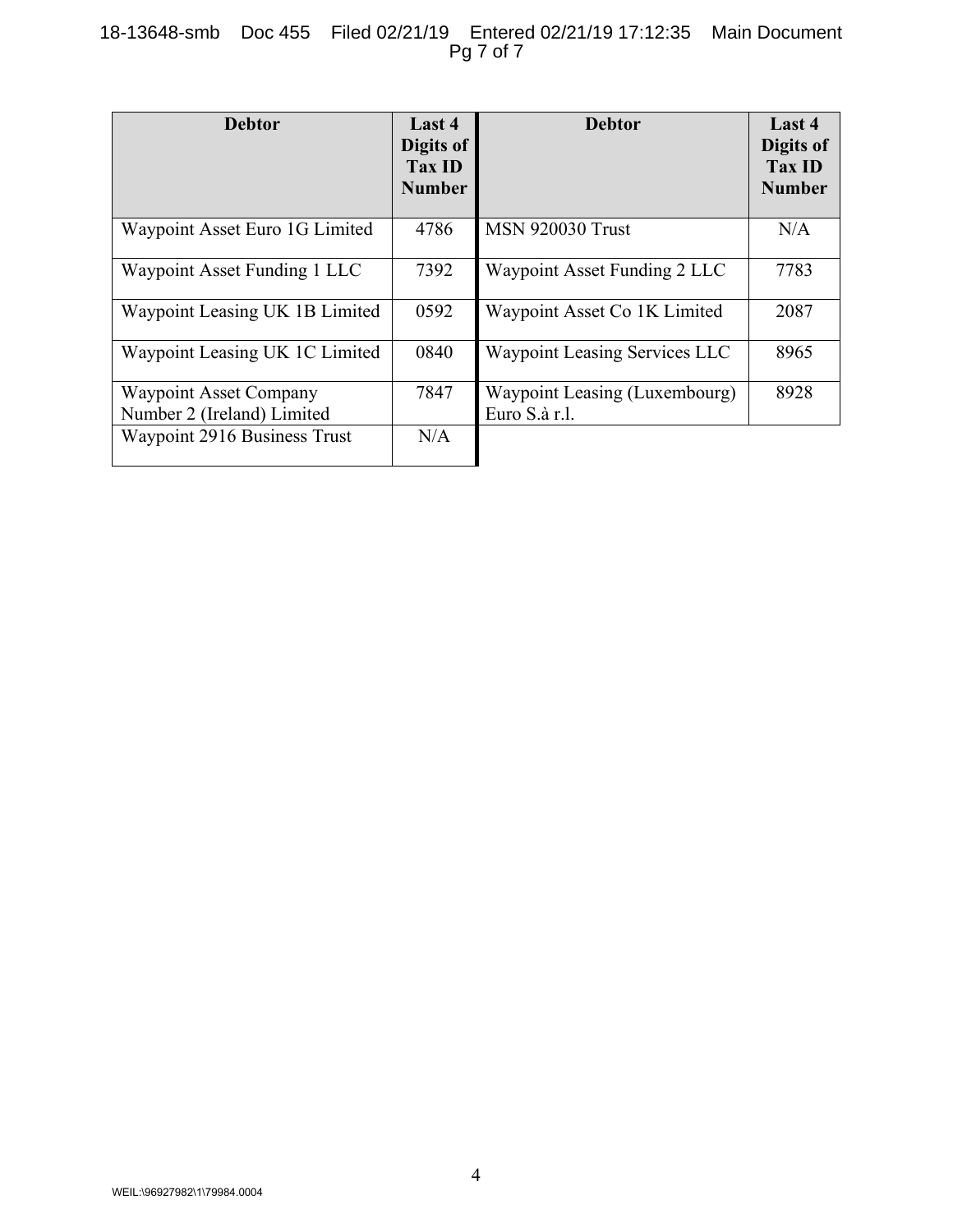| Debtor | Last 4 Digits of Tax ID Number | Debtor | Last 4 Digits of Tax ID Number |
|---|---|---|---|
| Waypoint Asset Euro 1G Limited | 4786 | MSN 920030 Trust | N/A |
| Waypoint Asset Funding 1 LLC | 7392 | Waypoint Asset Funding 2 LLC | 7783 |
| Waypoint Leasing UK 1B Limited | 0592 | Waypoint Asset Co 1K Limited | 2087 |
| Waypoint Leasing UK 1C Limited | 0840 | Waypoint Leasing Services LLC | 8965 |
| Waypoint Asset Company Number 2 (Ireland) Limited | 7847 | Waypoint Leasing (Luxembourg) Euro S.à r.l. | 8928 |
| Waypoint 2916 Business Trust | N/A | | |

WEIL:\96927982\1\79984.0004